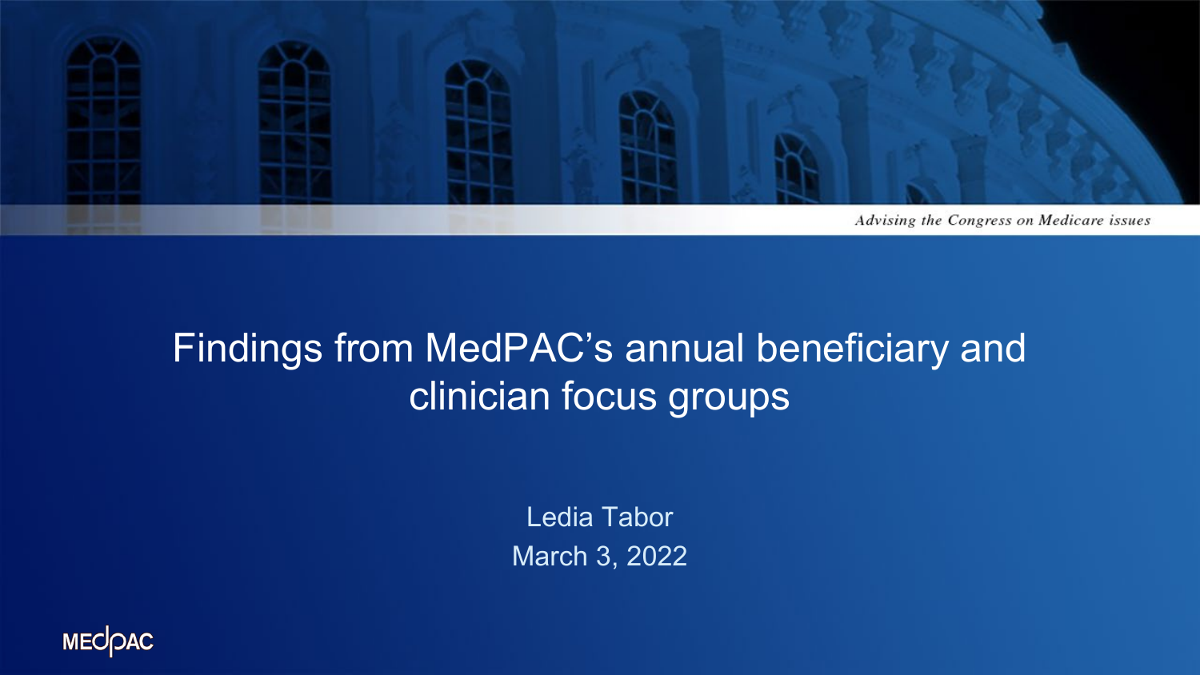*Advising the Congress on Medicare issues*

# Findings from MedPAC's annual beneficiary and clinician focus groups

Ledia Tabor

March 3, 2022

MEDPAC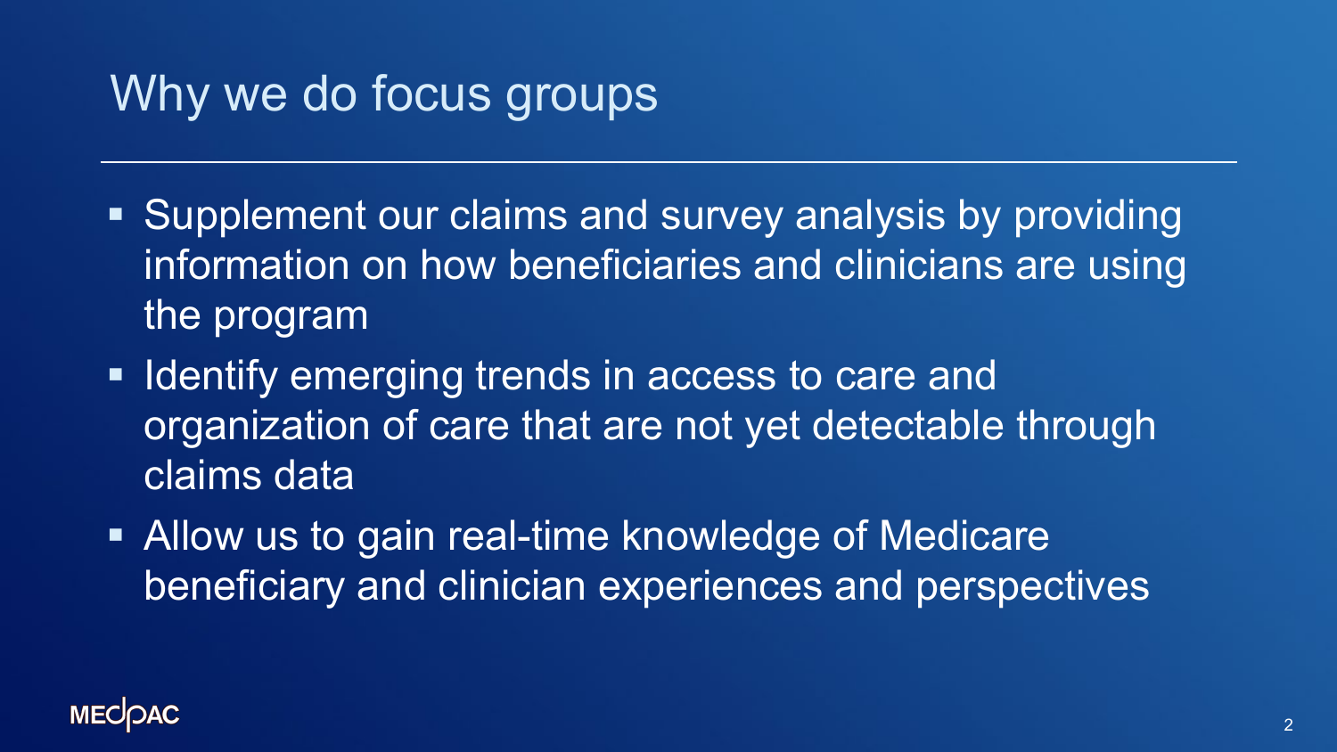# Why we do focus groups

- Supplement our claims and survey analysis by providing information on how beneficiaries and clinicians are using the program
- Identify emerging trends in access to care and organization of care that are not yet detectable through claims data
- Allow us to gain real-time knowledge of Medicare beneficiary and clinician experiences and perspectives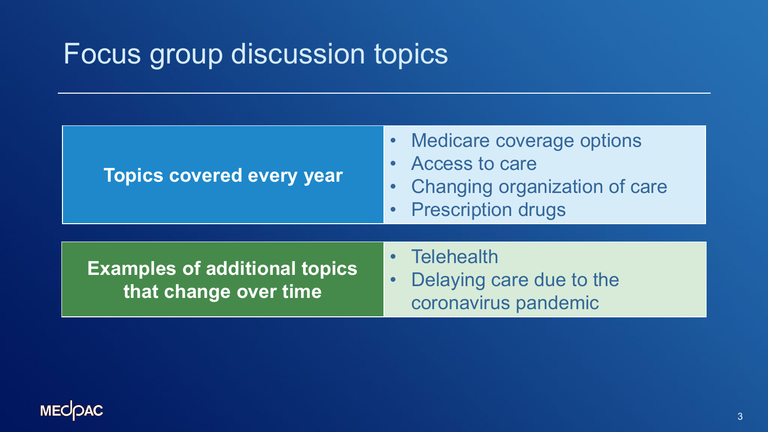# Focus group discussion topics

| Topics covered every year | Examples of additional topics that change over time |
| --- | --- |
| • Medicare coverage options<br>• Access to care<br>• Changing organization of care<br>• Prescription drugs | • Telehealth<br>• Delaying care due to the coronavirus pandemic |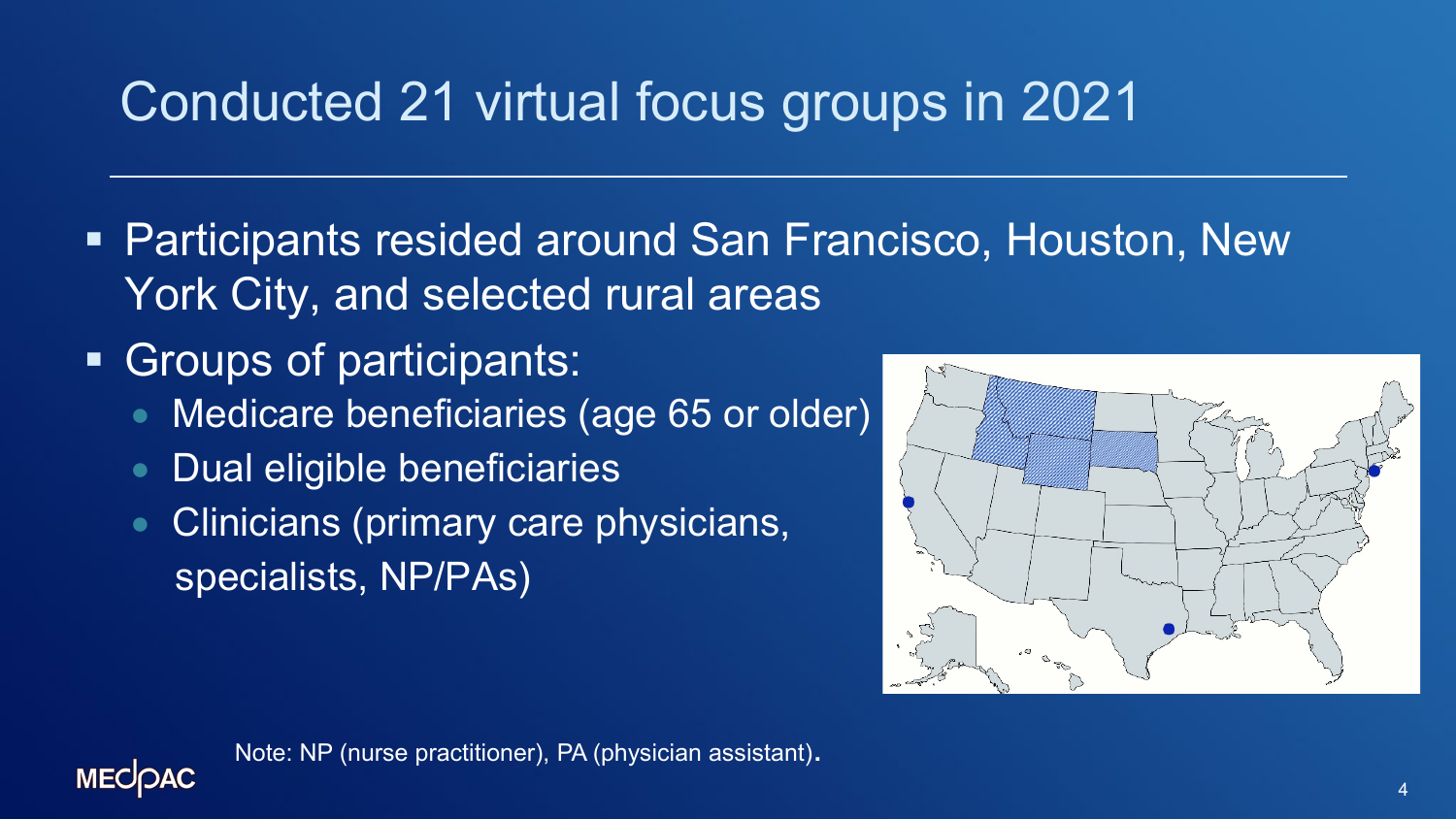# Conducted 21 virtual focus groups in 2021

- Participants resided around San Francisco, Houston, New York City, and selected rural areas
- Groups of participants:
  - Medicare beneficiaries (age 65 or older)
  - Dual eligible beneficiaries
  - Clinicians (primary care physicians, specialists, NP/PAs)

Note: NP (nurse practitioner), PA (physician assistant).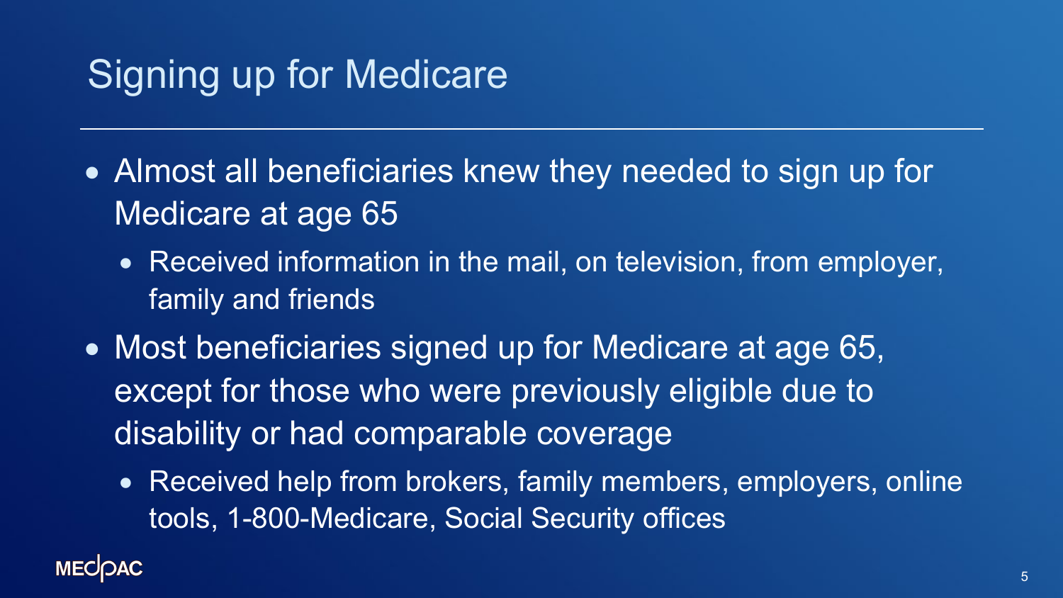# Signing up for Medicare

- Almost all beneficiaries knew they needed to sign up for Medicare at age 65
  - Received information in the mail, on television, from employer, family and friends
- Most beneficiaries signed up for Medicare at age 65, except for those who were previously eligible due to disability or had comparable coverage
  - Received help from brokers, family members, employers, online tools, 1-800-Medicare, Social Security offices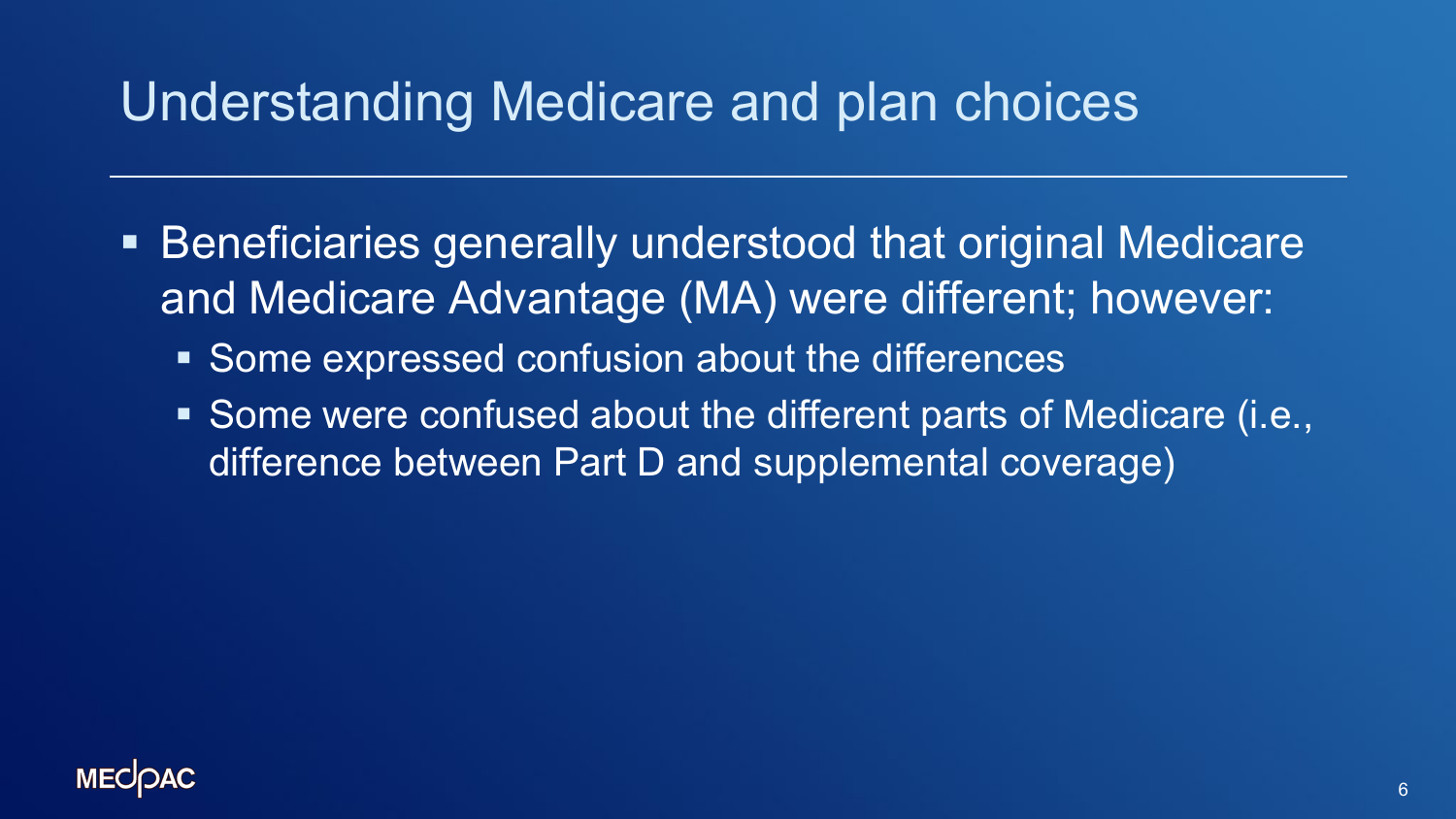# Understanding Medicare and plan choices

- Beneficiaries generally understood that original Medicare and Medicare Advantage (MA) were different; however:
  - Some expressed confusion about the differences
  - Some were confused about the different parts of Medicare (i.e., difference between Part D and supplemental coverage)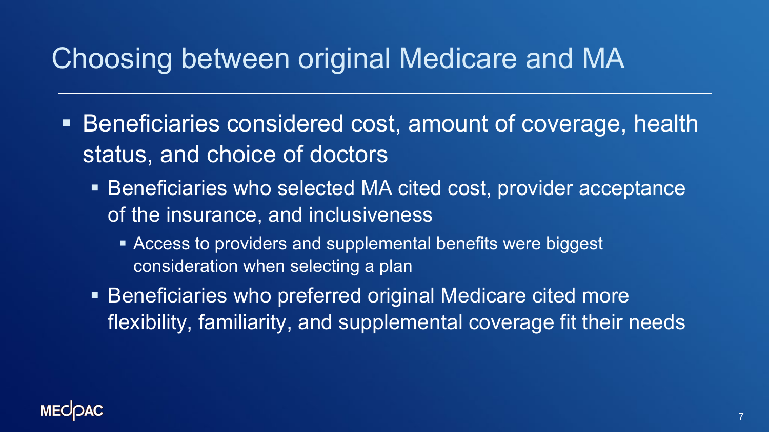# Choosing between original Medicare and MA

- Beneficiaries considered cost, amount of coverage, health status, and choice of doctors
  - Beneficiaries who selected MA cited cost, provider acceptance of the insurance, and inclusiveness
    - Access to providers and supplemental benefits were biggest consideration when selecting a plan
  - Beneficiaries who preferred original Medicare cited more flexibility, familiarity, and supplemental coverage fit their needs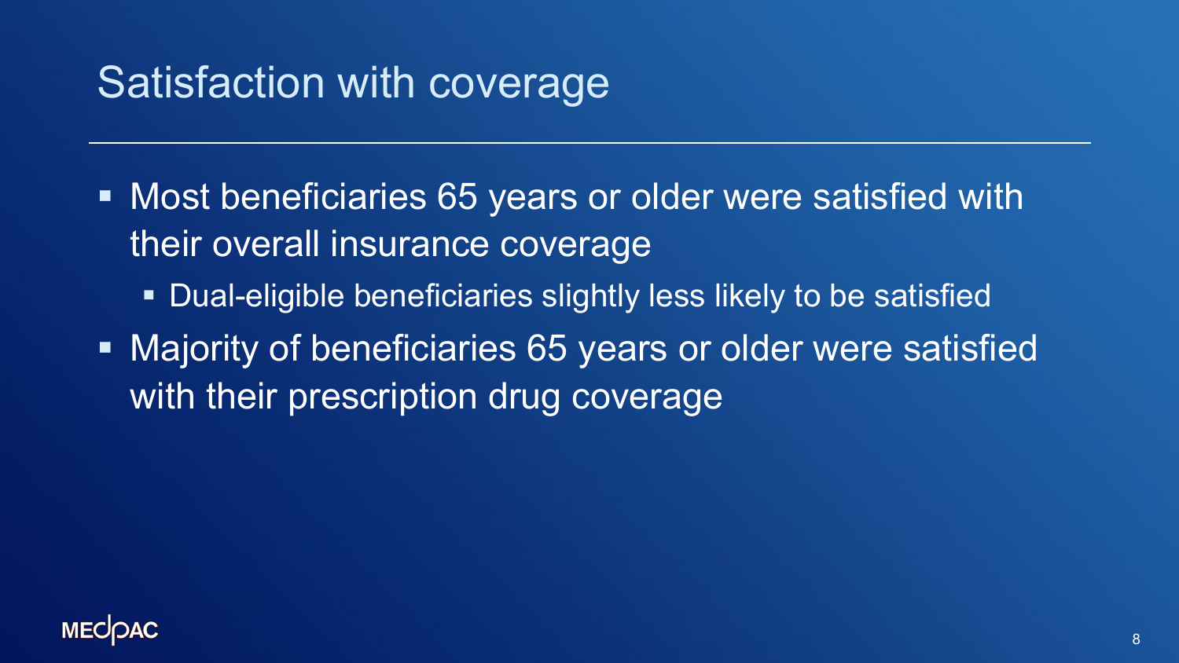# Satisfaction with coverage

- Most beneficiaries 65 years or older were satisfied with their overall insurance coverage
  - Dual-eligible beneficiaries slightly less likely to be satisfied
- Majority of beneficiaries 65 years or older were satisfied with their prescription drug coverage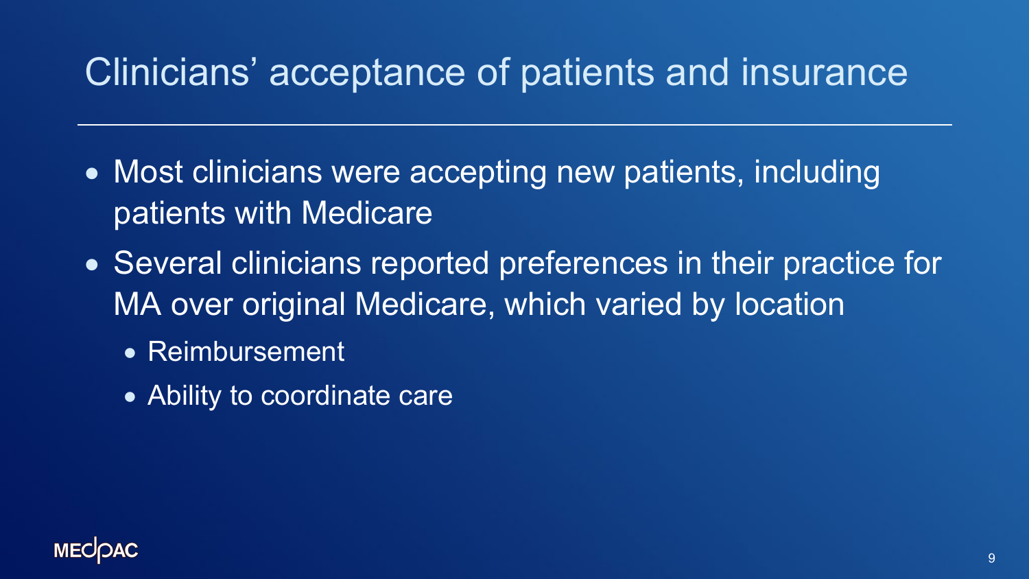# Clinicians' acceptance of patients and insurance

- Most clinicians were accepting new patients, including patients with Medicare
- Several clinicians reported preferences in their practice for MA over original Medicare, which varied by location
  - Reimbursement
  - Ability to coordinate care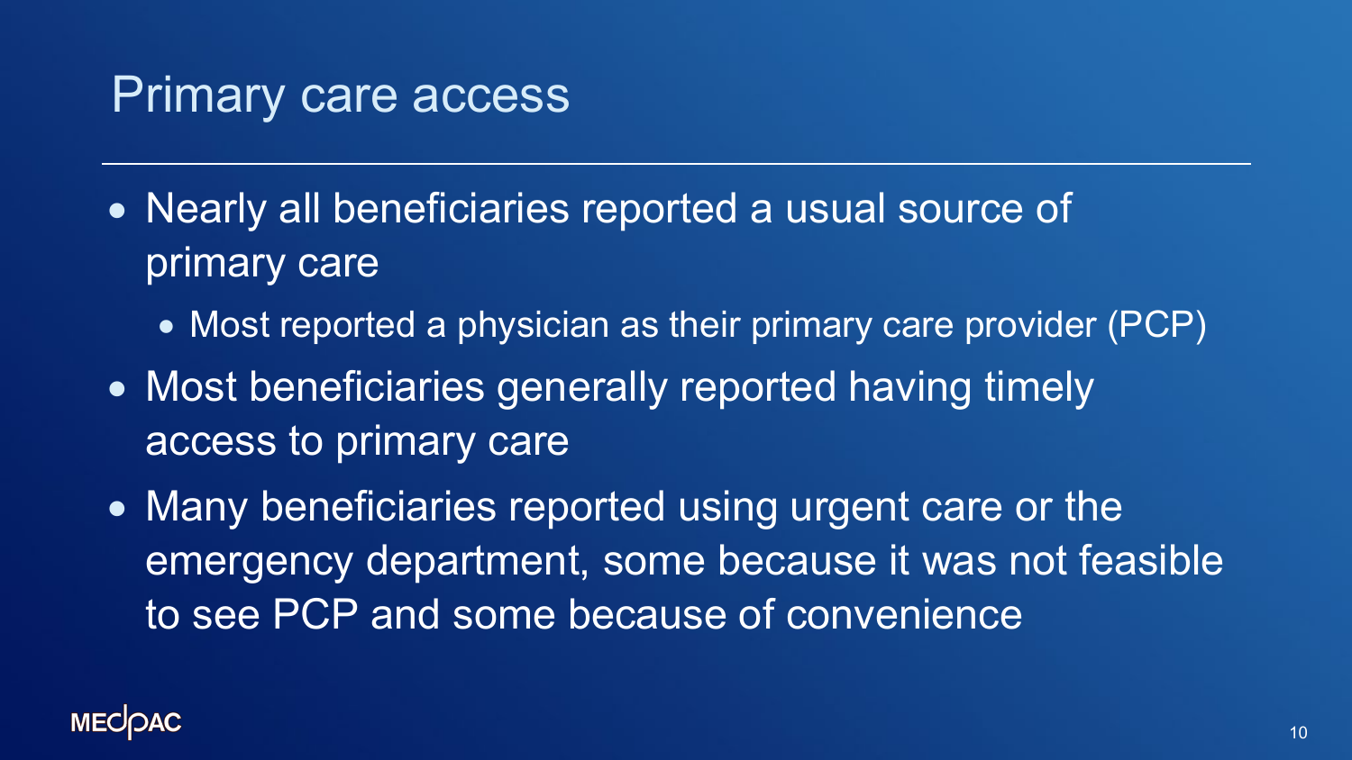# Primary care access

- Nearly all beneficiaries reported a usual source of primary care
  - Most reported a physician as their primary care provider (PCP)
- Most beneficiaries generally reported having timely access to primary care
- Many beneficiaries reported using urgent care or the emergency department, some because it was not feasible to see PCP and some because of convenience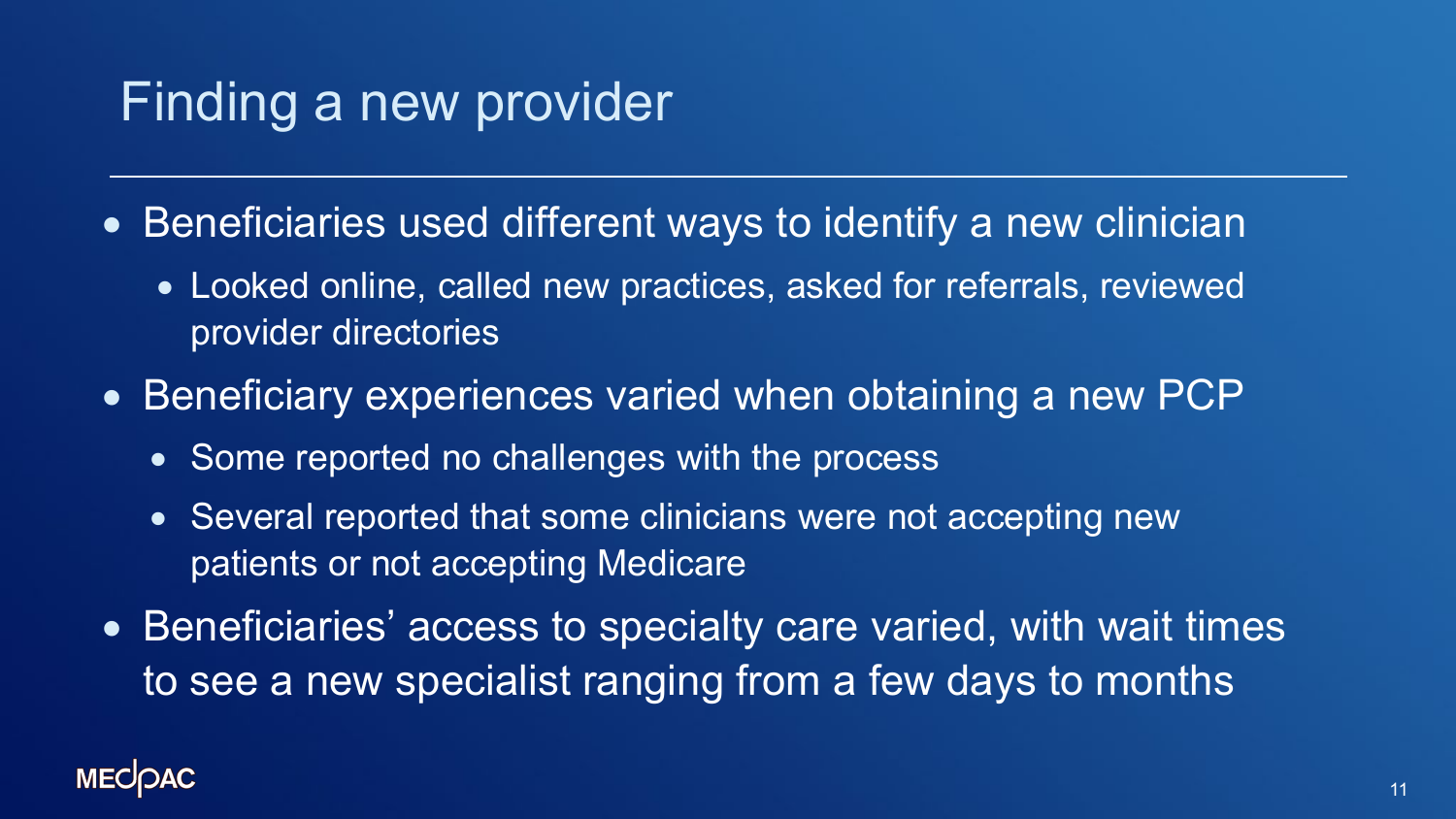# Finding a new provider

- Beneficiaries used different ways to identify a new clinician
  - Looked online, called new practices, asked for referrals, reviewed provider directories
- Beneficiary experiences varied when obtaining a new PCP
  - Some reported no challenges with the process
  - Several reported that some clinicians were not accepting new patients or not accepting Medicare
- Beneficiaries' access to specialty care varied, with wait times to see a new specialist ranging from a few days to months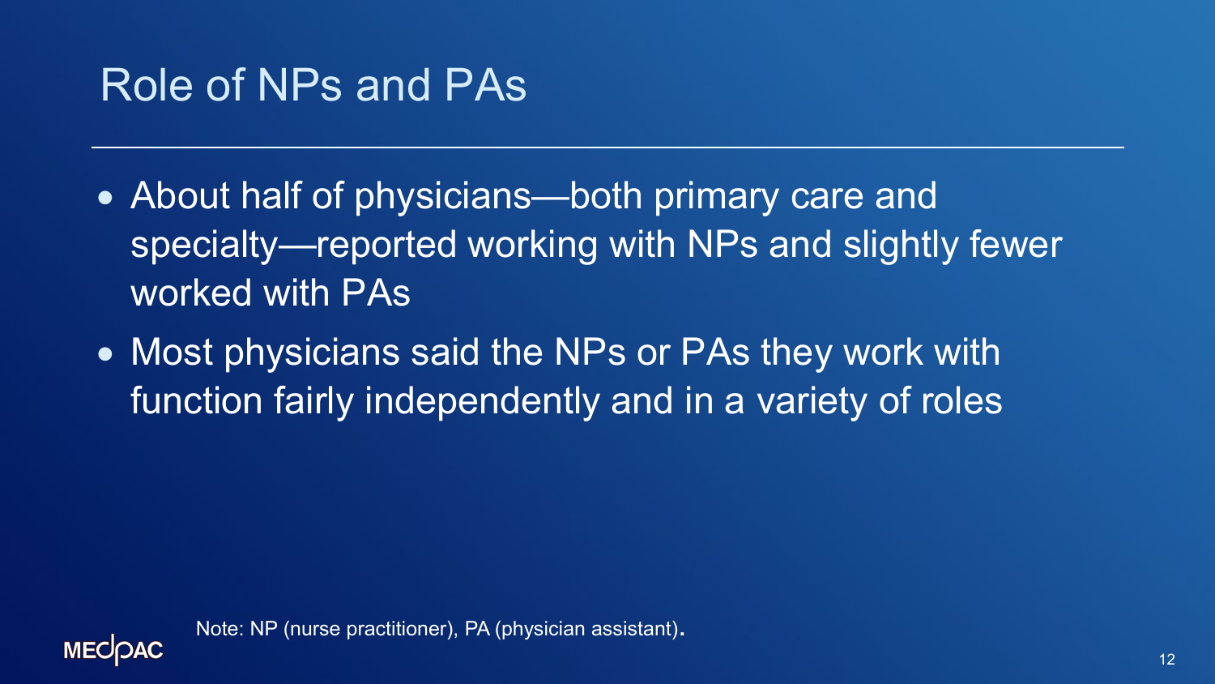# Role of NPs and PAs

- About half of physicians—both primary care and specialty—reported working with NPs and slightly fewer worked with PAs
- Most physicians said the NPs or PAs they work with function fairly independently and in a variety of roles

Note: NP (nurse practitioner), PA (physician assistant).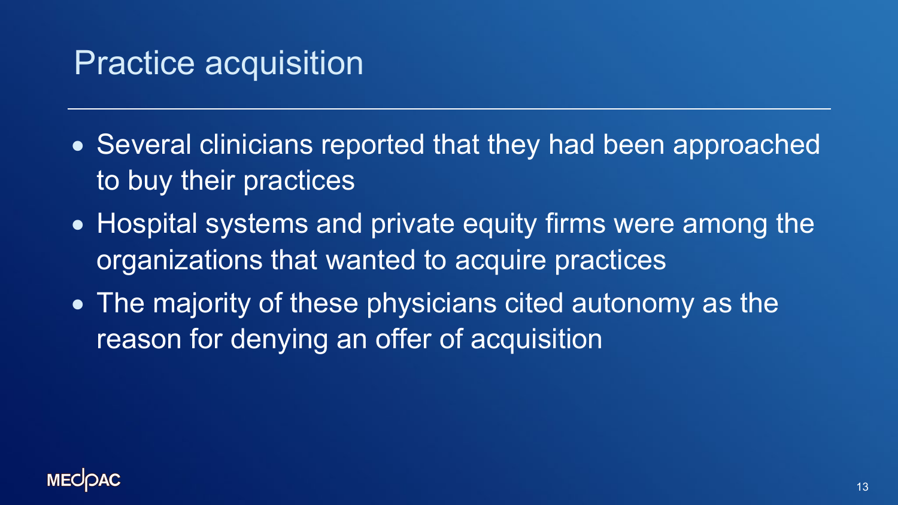# Practice acquisition

- Several clinicians reported that they had been approached to buy their practices
- Hospital systems and private equity firms were among the organizations that wanted to acquire practices
- The majority of these physicians cited autonomy as the reason for denying an offer of acquisition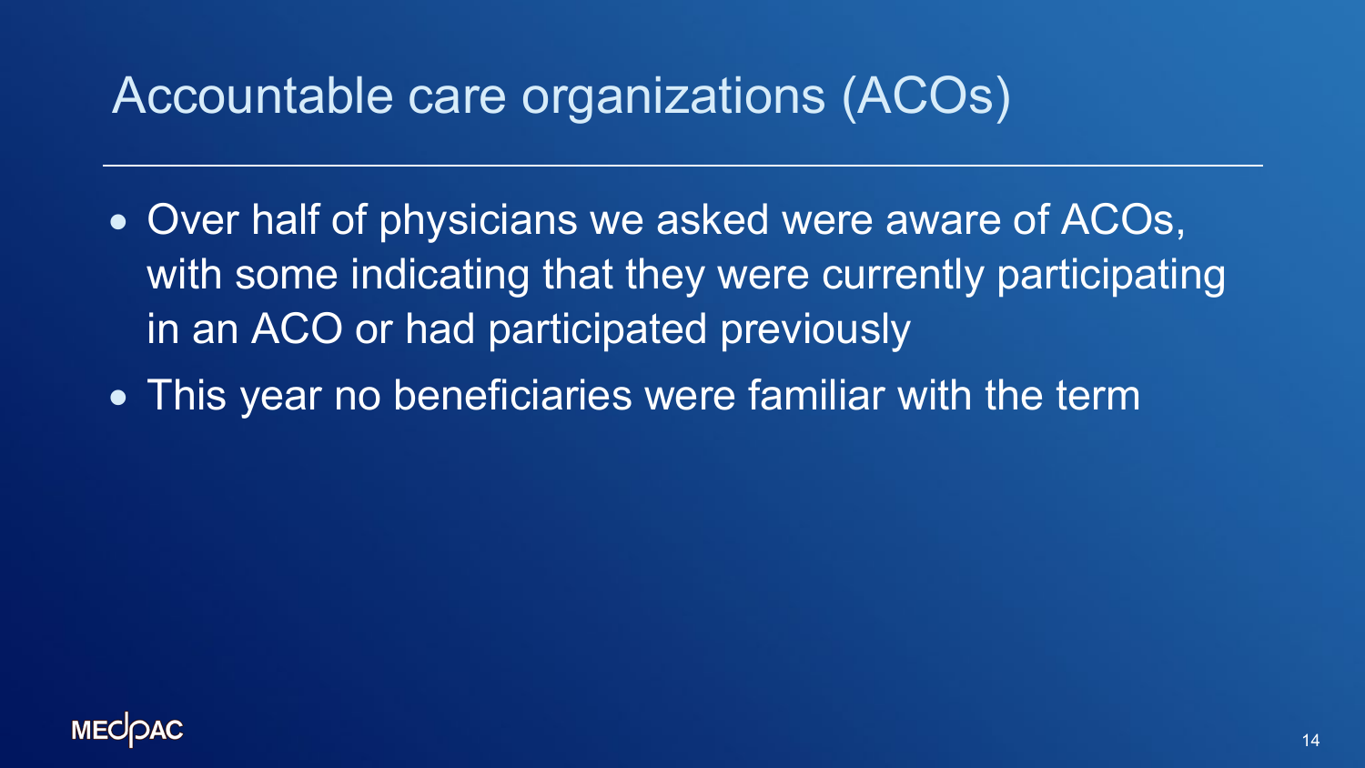# Accountable care organizations (ACOs)

- Over half of physicians we asked were aware of ACOs, with some indicating that they were currently participating in an ACO or had participated previously
- This year no beneficiaries were familiar with the term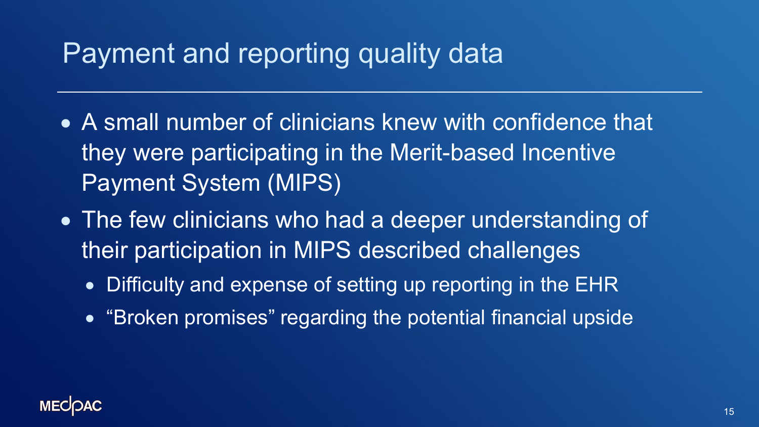# Payment and reporting quality data

- A small number of clinicians knew with confidence that they were participating in the Merit-based Incentive Payment System (MIPS)
- The few clinicians who had a deeper understanding of their participation in MIPS described challenges
  - Difficulty and expense of setting up reporting in the EHR
  - “Broken promises” regarding the potential financial upside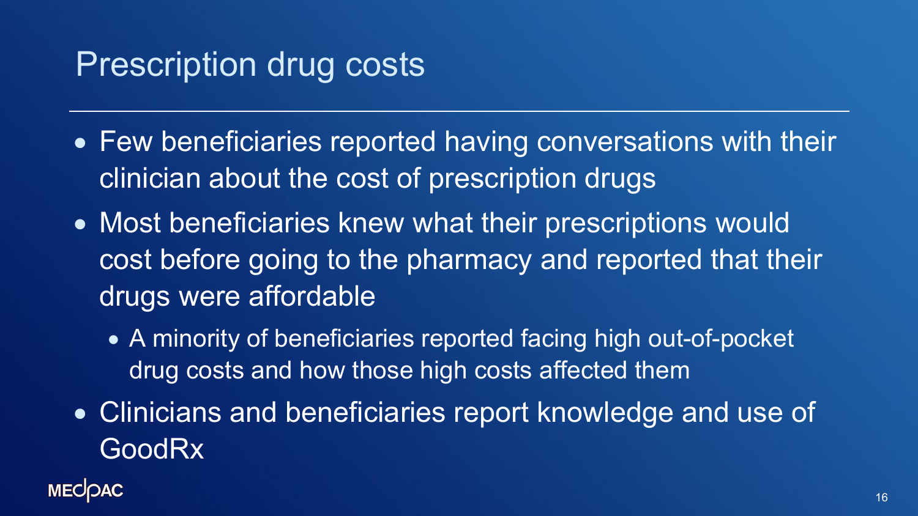# Prescription drug costs

- Few beneficiaries reported having conversations with their clinician about the cost of prescription drugs
- Most beneficiaries knew what their prescriptions would cost before going to the pharmacy and reported that their drugs were affordable
  - A minority of beneficiaries reported facing high out-of-pocket drug costs and how those high costs affected them
- Clinicians and beneficiaries report knowledge and use of GoodRx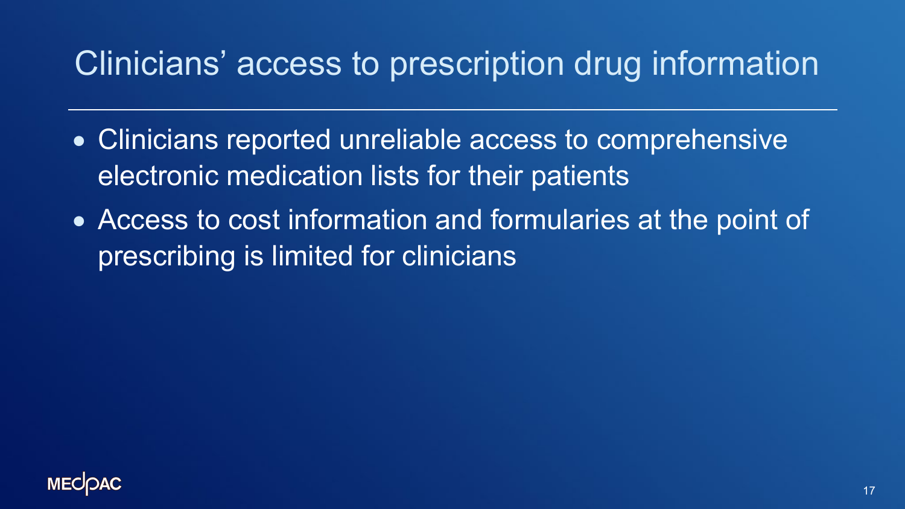# Clinicians’ access to prescription drug information

- Clinicians reported unreliable access to comprehensive electronic medication lists for their patients
- Access to cost information and formularies at the point of prescribing is limited for clinicians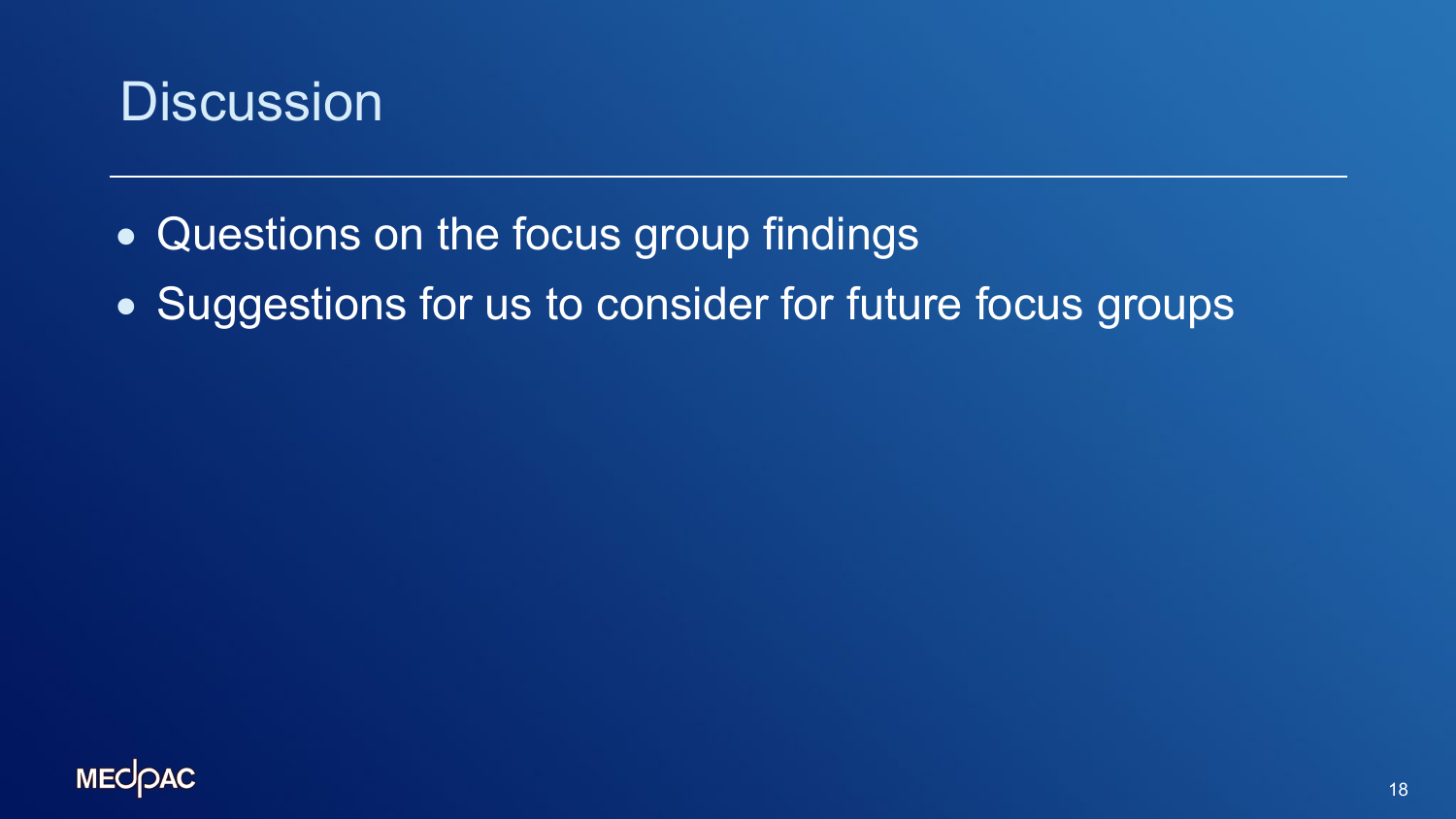# Discussion

- Questions on the focus group findings
- Suggestions for us to consider for future focus groups